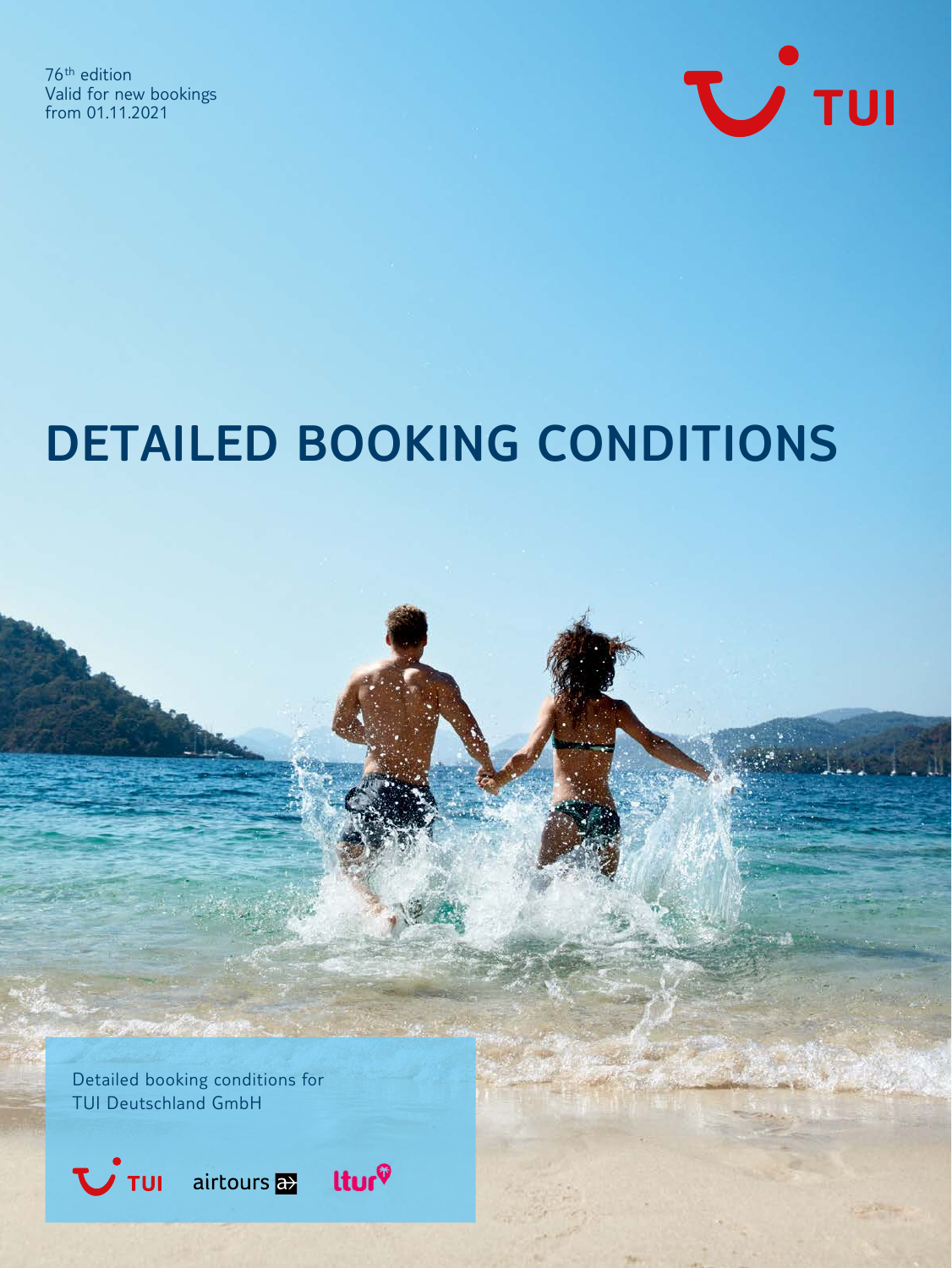76th edition
Valid for new bookings
from 01.11.2021

TUI

# DETAILED BOOKING CONDITIONS

Detailed booking conditions for
TUI Deutschland GmbH

TUI airtours ltur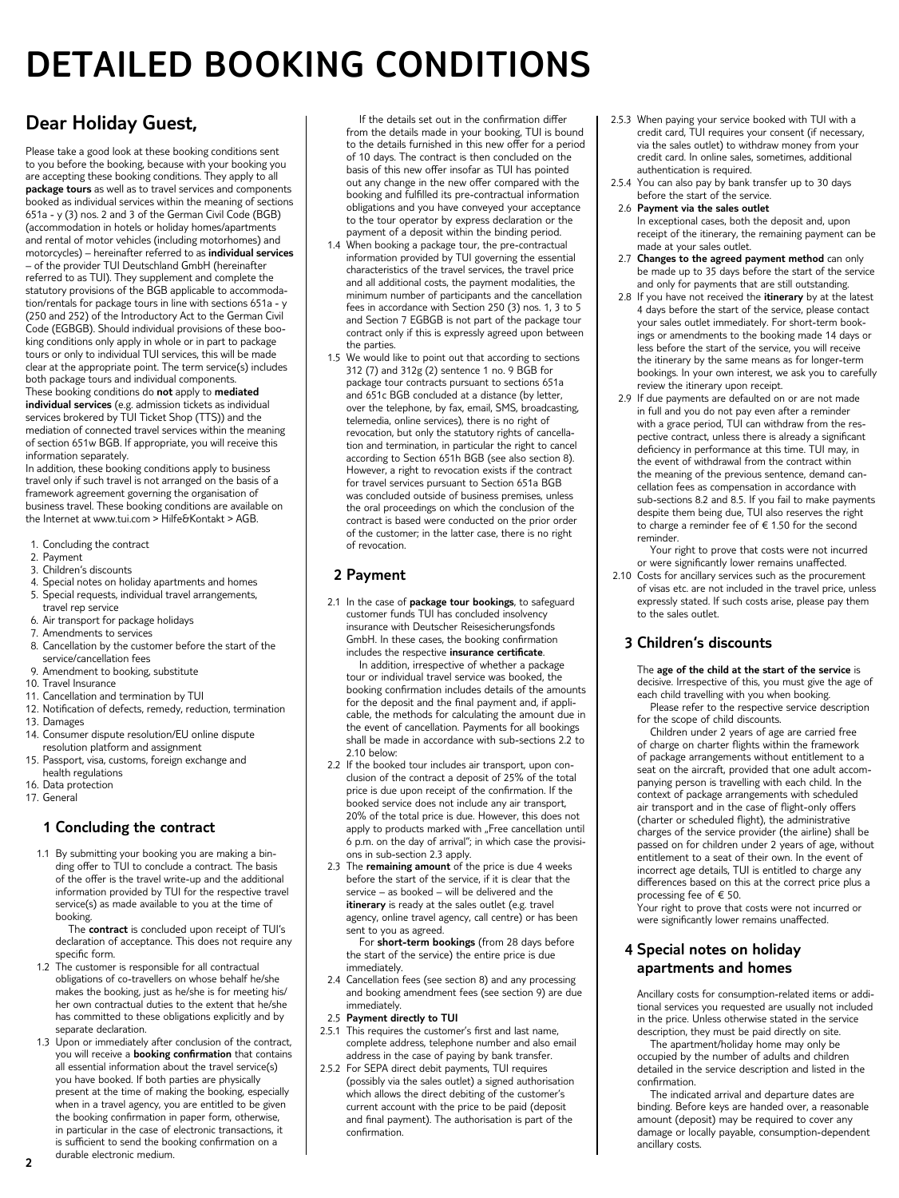# DETAILED BOOKING CONDITIONS

## Dear Holiday Guest,

Please take a good look at these booking conditions sent to you before the booking, because with your booking you are accepting these booking conditions. They apply to all **package tours** as well as to travel services and components booked as individual services within the meaning of sections 651a - y (3) nos. 2 and 3 of the German Civil Code (BGB) (accommodation in hotels or holiday homes/apartments and rental of motor vehicles (including motorhomes) and motorcycles) – hereinafter referred to as **individual services** – of the provider TUI Deutschland GmbH (hereinafter referred to as TUI). They supplement and complete the statutory provisions of the BGB applicable to accommodation/rentals for package tours in line with sections 651a - y (250 and 252) of the Introductory Act to the German Civil Code (EGBGB). Should individual provisions of these booking conditions only apply in whole or in part to package tours or only to individual TUI services, this will be made clear at the appropriate point. The term service(s) includes both package tours and individual components.

These booking conditions do **not** apply to **mediated individual services** (e.g. admission tickets as individual services brokered by TUI Ticket Shop (TTS)) and the mediation of connected travel services within the meaning of section 651w BGB. If appropriate, you will receive this information separately.

In addition, these booking conditions apply to business travel only if such travel is not arranged on the basis of a framework agreement governing the organisation of business travel. These booking conditions are available on the Internet at www.tui.com > Hilfe&Kontakt > AGB.

1. Concluding the contract
2. Payment
3. Children's discounts
4. Special notes on holiday apartments and homes
5. Special requests, individual travel arrangements, travel rep service
6. Air transport for package holidays
7. Amendments to services
8. Cancellation by the customer before the start of the service/cancellation fees
9. Amendment to booking, substitute
10. Travel Insurance
11. Cancellation and termination by TUI
12. Notification of defects, remedy, reduction, termination
13. Damages
14. Consumer dispute resolution/EU online dispute resolution platform and assignment
15. Passport, visa, customs, foreign exchange and health regulations
16. Data protection
17. General

## 1 Concluding the contract

1.1 By submitting your booking you are making a binding offer to TUI to conclude a contract. The basis of the offer is the travel write-up and the additional information provided by TUI for the respective travel service(s) as made available to you at the time of booking.

The **contract** is concluded upon receipt of TUI's declaration of acceptance. This does not require any specific form.

1.2 The customer is responsible for all contractual obligations of co-travellers on whose behalf he/she makes the booking, just as he/she is for meeting his/her own contractual duties to the extent that he/she has committed to these obligations explicitly and by separate declaration.

1.3 Upon or immediately after conclusion of the contract, you will receive a **booking confirmation** that contains all essential information about the travel service(s) you have booked. If both parties are physically present at the time of making the booking, especially when in a travel agency, you are entitled to be given the booking confirmation in paper form, otherwise, in particular in the case of electronic transactions, it is sufficient to send the booking confirmation on a durable electronic medium.

If the details set out in the confirmation differ from the details made in your booking, TUI is bound to the details furnished in this new offer for a period of 10 days. The contract is then concluded on the basis of this new offer insofar as TUI has pointed out any change in the new offer compared with the booking and fulfilled its pre-contractual information obligations and you have conveyed your acceptance to the tour operator by express declaration or the payment of a deposit within the binding period.

1.4 When booking a package tour, the pre-contractual information provided by TUI governing the essential characteristics of the travel services, the travel price and all additional costs, the payment modalities, the minimum number of participants and the cancellation fees in accordance with Section 250 (3) nos. 1, 3 to 5 and Section 7 EGBGB is not part of the package tour contract only if this is expressly agreed upon between the parties.

1.5 We would like to point out that according to sections 312 (7) and 312g (2) sentence 1 no. 9 BGB for package tour contracts pursuant to sections 651a and 651c BGB concluded at a distance (by letter, over the telephone, by fax, email, SMS, broadcasting, telemedia, online services), there is no right of revocation, but only the statutory rights of cancellation and termination, in particular the right to cancel according to Section 651h BGB (see also section 8). However, a right to revocation exists if the contract for travel services pursuant to Section 651a BGB was concluded outside of business premises, unless the oral proceedings on which the conclusion of the contract is based were conducted on the prior order of the customer; in the latter case, there is no right of revocation.

## 2 Payment

2.1 In the case of **package tour bookings**, to safeguard customer funds TUI has concluded insolvency insurance with Deutscher Reisesicherungsfonds GmbH. In these cases, the booking confirmation includes the respective **insurance certificate**.

In addition, irrespective of whether a package tour or individual travel service was booked, the booking confirmation includes details of the amounts for the deposit and the final payment and, if applicable, the methods for calculating the amount due in the event of cancellation. Payments for all bookings shall be made in accordance with sub-sections 2.2 to 2.10 below:

2.2 If the booked tour includes air transport, upon conclusion of the contract a deposit of 25% of the total price is due upon receipt of the confirmation. If the booked service does not include any air transport, 20% of the total price is due. However, this does not apply to products marked with „Free cancellation until 6 p.m. on the day of arrival"; in which case the provisions in sub-section 2.3 apply.

2.3 The **remaining amount** of the price is due 4 weeks before the start of the service, if it is clear that the service – as booked – will be delivered and the **itinerary** is ready at the sales outlet (e.g. travel agency, online travel agency, call centre) or has been sent to you as agreed.

For **short-term bookings** (from 28 days before the start of the service) the entire price is due immediately.

2.4 Cancellation fees (see section 8) and any processing and booking amendment fees (see section 9) are due immediately.

2.5 **Payment directly to TUI**

2.5.1 This requires the customer's first and last name, complete address, telephone number and also email address in the case of paying by bank transfer.

2.5.2 For SEPA direct debit payments, TUI requires (possibly via the sales outlet) a signed authorisation which allows the direct debiting of the customer's current account with the price to be paid (deposit and final payment). The authorisation is part of the confirmation.

2.5.3 When paying your service booked with TUI with a credit card, TUI requires your consent (if necessary, via the sales outlet) to withdraw money from your credit card. In online sales, sometimes, additional authentication is required.

2.5.4 You can also pay by bank transfer up to 30 days before the start of the service.

2.6 **Payment via the sales outlet**
In exceptional cases, both the deposit and, upon receipt of the itinerary, the remaining payment can be made at your sales outlet.

2.7 **Changes to the agreed payment method** can only be made up to 35 days before the start of the service and only for payments that are still outstanding.

2.8 If you have not received the **itinerary** by at the latest 4 days before the start of the service, please contact your sales outlet immediately. For short-term bookings or amendments to the booking made 14 days or less before the start of the service, you will receive the itinerary by the same means as for longer-term bookings. In your own interest, we ask you to carefully review the itinerary upon receipt.

2.9 If due payments are defaulted on or are not made in full and you do not pay even after a reminder with a grace period, TUI can withdraw from the respective contract, unless there is already a significant deficiency in performance at this time. TUI may, in the event of withdrawal from the contract within the meaning of the previous sentence, demand cancellation fees as compensation in accordance with sub-sections 8.2 and 8.5. If you fail to make payments despite them being due, TUI also reserves the right to charge a reminder fee of € 1.50 for the second reminder.

Your right to prove that costs were not incurred or were significantly lower remains unaffected.

2.10 Costs for ancillary services such as the procurement of visas etc. are not included in the travel price, unless expressly stated. If such costs arise, please pay them to the sales outlet.

## 3 Children's discounts

The **age of the child at the start of the service** is decisive. Irrespective of this, you must give the age of each child travelling with you when booking.

Please refer to the respective service description for the scope of child discounts.

Children under 2 years of age are carried free of charge on charter flights within the framework of package arrangements without entitlement to a seat on the aircraft, provided that one adult accompanying person is travelling with each child. In the context of package arrangements with scheduled air transport and in the case of flight-only offers (charter or scheduled flight), the administrative charges of the service provider (the airline) shall be passed on for children under 2 years of age, without entitlement to a seat of their own. In the event of incorrect age details, TUI is entitled to charge any differences based on this at the correct price plus a processing fee of € 50.

Your right to prove that costs were not incurred or were significantly lower remains unaffected.

## 4 Special notes on holiday apartments and homes

Ancillary costs for consumption-related items or additional services you requested are usually not included in the price. Unless otherwise stated in the service description, they must be paid directly on site.

The apartment/holiday home may only be occupied by the number of adults and children detailed in the service description and listed in the confirmation.

The indicated arrival and departure dates are binding. Before keys are handed over, a reasonable amount (deposit) may be required to cover any damage or locally payable, consumption-dependent ancillary costs.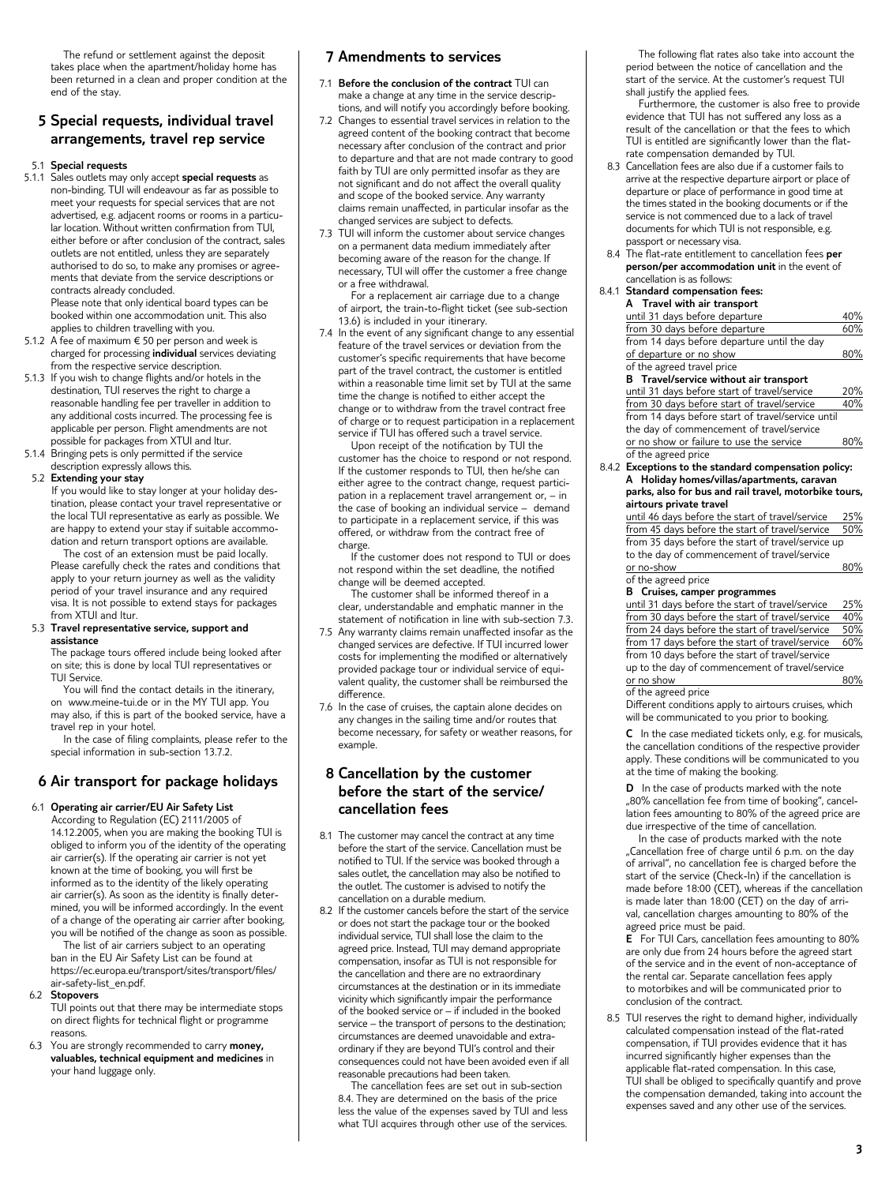The refund or settlement against the deposit takes place when the apartment/holiday home has been returned in a clean and proper condition at the end of the stay.

## 5 Special requests, individual travel arrangements, travel rep service

### 5.1 Special requests

5.1.1 Sales outlets may only accept **special requests** as non-binding. TUI will endeavour as far as possible to meet your requests for special services that are not advertised, e.g. adjacent rooms or rooms in a particular location. Without written confirmation from TUI, either before or after conclusion of the contract, sales outlets are not entitled, unless they are separately authorised to do so, to make any promises or agreements that deviate from the service descriptions or contracts already concluded.
Please note that only identical board types can be booked within one accommodation unit. This also applies to children travelling with you.

5.1.2 A fee of maximum € 50 per person and week is charged for processing **individual** services deviating from the respective service description.

5.1.3 If you wish to change flights and/or hotels in the destination, TUI reserves the right to charge a reasonable handling fee per traveller in addition to any additional costs incurred. The processing fee is applicable per person. Flight amendments are not possible for packages from XTUI and Itur.

5.1.4 Bringing pets is only permitted if the service description expressly allows this.

### 5.2 Extending your stay

If you would like to stay longer at your holiday destination, please contact your travel representative or the local TUI representative as early as possible. We are happy to extend your stay if suitable accommodation and return transport options are available.

The cost of an extension must be paid locally. Please carefully check the rates and conditions that apply to your return journey as well as the validity period of your travel insurance and any required visa. It is not possible to extend stays for packages from XTUI and Itur.

### 5.3 Travel representative service, support and assistance

The package tours offered include being looked after on site; this is done by local TUI representatives or TUI Service.

You will find the contact details in the itinerary, on www.meine-tui.de or in the MY TUI app. You may also, if this is part of the booked service, have a travel rep in your hotel.

In the case of filing complaints, please refer to the special information in sub-section 13.7.2.

## 6 Air transport for package holidays

### 6.1 Operating air carrier/EU Air Safety List

According to Regulation (EC) 2111/2005 of 14.12.2005, when you are making the booking TUI is obliged to inform you of the identity of the operating air carrier(s). If the operating air carrier is not yet known at the time of booking, you will first be informed as to the identity of the likely operating air carrier(s). As soon as the identity is finally determined, you will be informed accordingly. In the event of a change of the operating air carrier after booking, you will be notified of the change as soon as possible.

The list of air carriers subject to an operating ban in the EU Air Safety List can be found at https://ec.europa.eu/transport/sites/transport/files/air-safety-list_en.pdf.

### 6.2 Stopovers

TUI points out that there may be intermediate stops on direct flights for technical flight or programme reasons.

6.3 You are strongly recommended to carry **money, valuables, technical equipment and medicines** in your hand luggage only.

## 7 Amendments to services

7.1 **Before the conclusion of the contract** TUI can make a change at any time in the service descriptions, and will notify you accordingly before booking.

7.2 Changes to essential travel services in relation to the agreed content of the booking contract that become necessary after conclusion of the contract and prior to departure and that are not made contrary to good faith by TUI are only permitted insofar as they are not significant and do not affect the overall quality and scope of the booked service. Any warranty claims remain unaffected, in particular insofar as the changed services are subject to defects.

7.3 TUI will inform the customer about service changes on a permanent data medium immediately after becoming aware of the reason for the change. If necessary, TUI will offer the customer a free change or a free withdrawal.

For a replacement air carriage due to a change of airport, the train-to-flight ticket (see sub-section 13.6) is included in your itinerary.

7.4 In the event of any significant change to any essential feature of the travel services or deviation from the customer's specific requirements that have become part of the travel contract, the customer is entitled within a reasonable time limit set by TUI at the same time the change is notified to either accept the change or to withdraw from the travel contract free of charge or to request participation in a replacement service if TUI has offered such a travel service.

Upon receipt of the notification by TUI the customer has the choice to respond or not respond. If the customer responds to TUI, then he/she can either agree to the contract change, request participation in a replacement travel arrangement or, – in the case of booking an individual service – demand to participate in a replacement service, if this was offered, or withdraw from the contract free of charge.

If the customer does not respond to TUI or does not respond within the set deadline, the notified change will be deemed accepted.

The customer shall be informed thereof in a clear, understandable and emphatic manner in the statement of notification in line with sub-section 7.3.

7.5 Any warranty claims remain unaffected insofar as the changed services are defective. If TUI incurred lower costs for implementing the modified or alternatively provided package tour or individual service of equivalent quality, the customer shall be reimbursed the difference.

7.6 In the case of cruises, the captain alone decides on any changes in the sailing time and/or routes that become necessary, for safety or weather reasons, for example.

## 8 Cancellation by the customer before the start of the service/ cancellation fees

8.1 The customer may cancel the contract at any time before the start of the service. Cancellation must be notified to TUI. If the service was booked through a sales outlet, the cancellation may also be notified to the outlet. The customer is advised to notify the cancellation on a durable medium.

8.2 If the customer cancels before the start of the service or does not start the package tour or the booked individual service, TUI shall lose the claim to the agreed price. Instead, TUI may demand appropriate compensation, insofar as TUI is not responsible for the cancellation and there are no extraordinary circumstances at the destination or in its immediate vicinity which significantly impair the performance of the booked service or – if included in the booked service – the transport of persons to the destination; circumstances are deemed unavoidable and extraordinary if they are beyond TUI's control and their consequences could not have been avoided even if all reasonable precautions had been taken.

The cancellation fees are set out in sub-section 8.4. They are determined on the basis of the price less the value of the expenses saved by TUI and less what TUI acquires through other use of the services.

The following flat rates also take into account the period between the notice of cancellation and the start of the service. At the customer's request TUI shall justify the applied fees.

Furthermore, the customer is also free to provide evidence that TUI has not suffered any loss as a result of the cancellation or that the fees to which TUI is entitled are significantly lower than the flat-rate compensation demanded by TUI.

8.3 Cancellation fees are also due if a customer fails to arrive at the respective departure airport or place of departure or place of performance in good time at the times stated in the booking documents or if the service is not commenced due to a lack of travel documents for which TUI is not responsible, e.g. passport or necessary visa.

8.4 The flat-rate entitlement to cancellation fees **per person/per accommodation unit** in the event of cancellation is as follows:

8.4.1 **Standard compensation fees:**

**A Travel with air transport**

| | |
|---|---|
| until 31 days before departure | 40% |
| from 30 days before departure | 60% |
| from 14 days before departure until the day of departure or no show | 80% |

of the agreed travel price

**B Travel/service without air transport**

| | |
|---|---|
| until 31 days before start of travel/service | 20% |
| from 30 days before start of travel/service | 40% |
| from 14 days before start of travel/service until the day of commencement of travel/service or no show or failure to use the service | 80% |

of the agreed price

8.4.2 **Exceptions to the standard compensation policy:**

**A Holiday homes/villas/apartments, caravan parks, also for bus and rail travel, motorbike tours, airtours private travel**

| | |
|---|---|
| until 46 days before the start of travel/service | 25% |
| from 45 days before the start of travel/service | 50% |
| from 35 days before the start of travel/service up to the day of commencement of travel/service or no-show | 80% |

of the agreed price

**B Cruises, camper programmes**

| | |
|---|---|
| until 31 days before the start of travel/service | 25% |
| from 30 days before the start of travel/service | 40% |
| from 24 days before the start of travel/service | 50% |
| from 17 days before the start of travel/service | 60% |
| from 10 days before the start of travel/service up to the day of commencement of travel/service or no show | 80% |

of the agreed price

Different conditions apply to airtours cruises, which will be communicated to you prior to booking.

**C** In the case mediated tickets only, e.g. for musicals, the cancellation conditions of the respective provider apply. These conditions will be communicated to you at the time of making the booking.

**D** In the case of products marked with the note „80% cancellation fee from time of booking", cancellation fees amounting to 80% of the agreed price are due irrespective of the time of cancellation.

In the case of products marked with the note „Cancellation free of charge until 6 p.m. on the day of arrival", no cancellation fee is charged before the start of the service (Check-In) if the cancellation is made before 18:00 (CET), whereas if the cancellation is made later than 18:00 (CET) on the day of arrival, cancellation charges amounting to 80% of the agreed price must be paid.

**E** For TUI Cars, cancellation fees amounting to 80% are only due from 24 hours before the agreed start of the service and in the event of non-acceptance of the rental car. Separate cancellation fees apply to motorbikes and will be communicated prior to conclusion of the contract.

8.5 TUI reserves the right to demand higher, individually calculated compensation instead of the flat-rated compensation, if TUI provides evidence that it has incurred significantly higher expenses than the applicable flat-rated compensation. In this case, TUI shall be obliged to specifically quantify and prove the compensation demanded, taking into account the expenses saved and any other use of the services.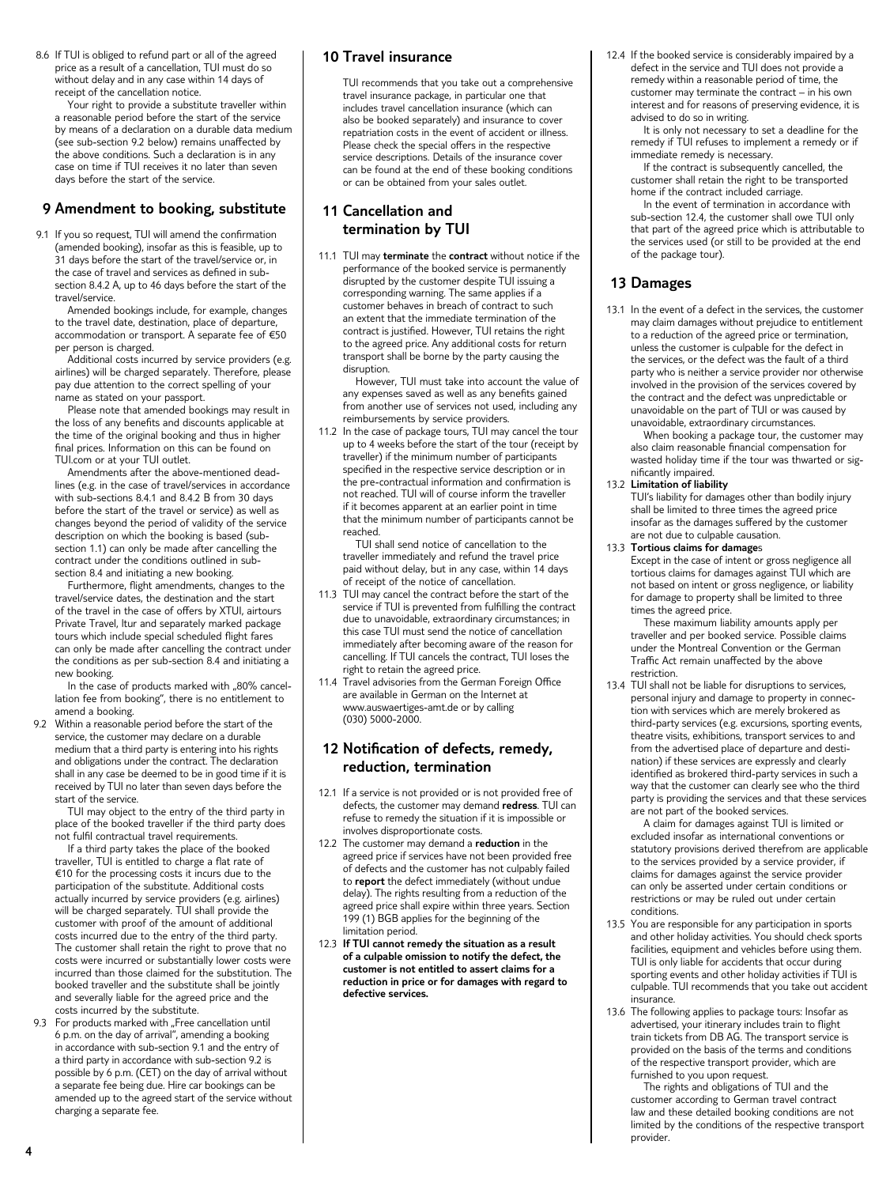8.6 If TUI is obliged to refund part or all of the agreed price as a result of a cancellation, TUI must do so without delay and in any case within 14 days of receipt of the cancellation notice.

Your right to provide a substitute traveller within a reasonable period before the start of the service by means of a declaration on a durable data medium (see sub-section 9.2 below) remains unaffected by the above conditions. Such a declaration is in any case on time if TUI receives it no later than seven days before the start of the service.

## 9 Amendment to booking, substitute

9.1 If you so request, TUI will amend the confirmation (amended booking), insofar as this is feasible, up to 31 days before the start of the travel/service or, in the case of travel and services as defined in sub-section 8.4.2 A, up to 46 days before the start of the travel/service.

Amended bookings include, for example, changes to the travel date, destination, place of departure, accommodation or transport. A separate fee of €50 per person is charged.

Additional costs incurred by service providers (e.g. airlines) will be charged separately. Therefore, please pay due attention to the correct spelling of your name as stated on your passport.

Please note that amended bookings may result in the loss of any benefits and discounts applicable at the time of the original booking and thus in higher final prices. Information on this can be found on TUI.com or at your TUI outlet.

Amendments after the above-mentioned deadlines (e.g. in the case of travel/services in accordance with sub-sections 8.4.1 and 8.4.2 B from 30 days before the start of the travel or service) as well as changes beyond the period of validity of the service description on which the booking is based (sub-section 1.1) can only be made after cancelling the contract under the conditions outlined in sub-section 8.4 and initiating a new booking.

Furthermore, flight amendments, changes to the travel/service dates, the destination and the start of the travel in the case of offers by XTUI, airtours Private Travel, Itur and separately marked package tours which include special scheduled flight fares can only be made after cancelling the contract under the conditions as per sub-section 8.4 and initiating a new booking.

In the case of products marked with „80% cancellation fee from booking", there is no entitlement to amend a booking.

9.2 Within a reasonable period before the start of the service, the customer may declare on a durable medium that a third party is entering into his rights and obligations under the contract. The declaration shall in any case be deemed to be in good time if it is received by TUI no later than seven days before the start of the service.

TUI may object to the entry of the third party in place of the booked traveller if the third party does not fulfil contractual travel requirements.

If a third party takes the place of the booked traveller, TUI is entitled to charge a flat rate of €10 for the processing costs it incurs due to the participation of the substitute. Additional costs actually incurred by service providers (e.g. airlines) will be charged separately. TUI shall provide the customer with proof of the amount of additional costs incurred due to the entry of the third party. The customer shall retain the right to prove that no costs were incurred or substantially lower costs were incurred than those claimed for the substitution. The booked traveller and the substitute shall be jointly and severally liable for the agreed price and the costs incurred by the substitute.

9.3 For products marked with „Free cancellation until 6 p.m. on the day of arrival", amending a booking in accordance with sub-section 9.1 and the entry of a third party in accordance with sub-section 9.2 is possible by 6 p.m. (CET) on the day of arrival without a separate fee being due. Hire car bookings can be amended up to the agreed start of the service without charging a separate fee.

## 10 Travel insurance

TUI recommends that you take out a comprehensive travel insurance package, in particular one that includes travel cancellation insurance (which can also be booked separately) and insurance to cover repatriation costs in the event of accident or illness. Please check the special offers in the respective service descriptions. Details of the insurance cover can be found at the end of these booking conditions or can be obtained from your sales outlet.

## 11 Cancellation and termination by TUI

11.1 TUI may **terminate** the **contract** without notice if the performance of the booked service is permanently disrupted by the customer despite TUI issuing a corresponding warning. The same applies if a customer behaves in breach of contract to such an extent that the immediate termination of the contract is justified. However, TUI retains the right to the agreed price. Any additional costs for return transport shall be borne by the party causing the disruption.

However, TUI must take into account the value of any expenses saved as well as any benefits gained from another use of services not used, including any reimbursements by service providers.

11.2 In the case of package tours, TUI may cancel the tour up to 4 weeks before the start of the tour (receipt by traveller) if the minimum number of participants specified in the respective service description or in the pre-contractual information and confirmation is not reached. TUI will of course inform the traveller if it becomes apparent at an earlier point in time that the minimum number of participants cannot be reached.

TUI shall send notice of cancellation to the traveller immediately and refund the travel price paid without delay, but in any case, within 14 days of receipt of the notice of cancellation.

11.3 TUI may cancel the contract before the start of the service if TUI is prevented from fulfilling the contract due to unavoidable, extraordinary circumstances; in this case TUI must send the notice of cancellation immediately after becoming aware of the reason for cancelling. If TUI cancels the contract, TUI loses the right to retain the agreed price.

11.4 Travel advisories from the German Foreign Office are available in German on the Internet at www.auswaertiges-amt.de or by calling (030) 5000-2000.

## 12 Notification of defects, remedy, reduction, termination

12.1 If a service is not provided or is not provided free of defects, the customer may demand **redress**. TUI can refuse to remedy the situation if it is impossible or involves disproportionate costs.

12.2 The customer may demand a **reduction** in the agreed price if services have not been provided free of defects and the customer has not culpably failed to **report** the defect immediately (without undue delay). The rights resulting from a reduction of the agreed price shall expire within three years. Section 199 (1) BGB applies for the beginning of the limitation period.

12.3 **If TUI cannot remedy the situation as a result of a culpable omission to notify the defect, the customer is not entitled to assert claims for a reduction in price or for damages with regard to defective services.**

12.4 If the booked service is considerably impaired by a defect in the service and TUI does not provide a remedy within a reasonable period of time, the customer may terminate the contract – in his own interest and for reasons of preserving evidence, it is advised to do so in writing.

It is only not necessary to set a deadline for the remedy if TUI refuses to implement a remedy or if immediate remedy is necessary.

If the contract is subsequently cancelled, the customer shall retain the right to be transported home if the contract included carriage.

In the event of termination in accordance with sub-section 12.4, the customer shall owe TUI only that part of the agreed price which is attributable to the services used (or still to be provided at the end of the package tour).

## 13 Damages

13.1 In the event of a defect in the services, the customer may claim damages without prejudice to entitlement to a reduction of the agreed price or termination, unless the customer is culpable for the defect in the services, or the defect was the fault of a third party who is neither a service provider nor otherwise involved in the provision of the services covered by the contract and the defect was unpredictable or unavoidable on the part of TUI or was caused by unavoidable, extraordinary circumstances.

When booking a package tour, the customer may also claim reasonable financial compensation for wasted holiday time if the tour was thwarted or significantly impaired.

13.2 **Limitation of liability**
TUI's liability for damages other than bodily injury shall be limited to three times the agreed price insofar as the damages suffered by the customer are not due to culpable causation.

13.3 **Tortious claims for damages**
Except in the case of intent or gross negligence all tortious claims for damages against TUI which are not based on intent or gross negligence, or liability for damage to property shall be limited to three times the agreed price.

These maximum liability amounts apply per traveller and per booked service. Possible claims under the Montreal Convention or the German Traffic Act remain unaffected by the above restriction.

13.4 TUI shall not be liable for disruptions to services, personal injury and damage to property in connection with services which are merely brokered as third-party services (e.g. excursions, sporting events, theatre visits, exhibitions, transport services to and from the advertised place of departure and destination) if these services are expressly and clearly identified as brokered third-party services in such a way that the customer can clearly see who the third party is providing the services and that these services are not part of the booked services.

A claim for damages against TUI is limited or excluded insofar as international conventions or statutory provisions derived therefrom are applicable to the services provided by a service provider, if claims for damages against the service provider can only be asserted under certain conditions or restrictions or may be ruled out under certain conditions.

13.5 You are responsible for any participation in sports and other holiday activities. You should check sports facilities, equipment and vehicles before using them. TUI is only liable for accidents that occur during sporting events and other holiday activities if TUI is culpable. TUI recommends that you take out accident insurance.

13.6 The following applies to package tours: Insofar as advertised, your itinerary includes train to flight train tickets from DB AG. The transport service is provided on the basis of the terms and conditions of the respective transport provider, which are furnished to you upon request.

The rights and obligations of TUI and the customer according to German travel contract law and these detailed booking conditions are not limited by the conditions of the respective transport provider.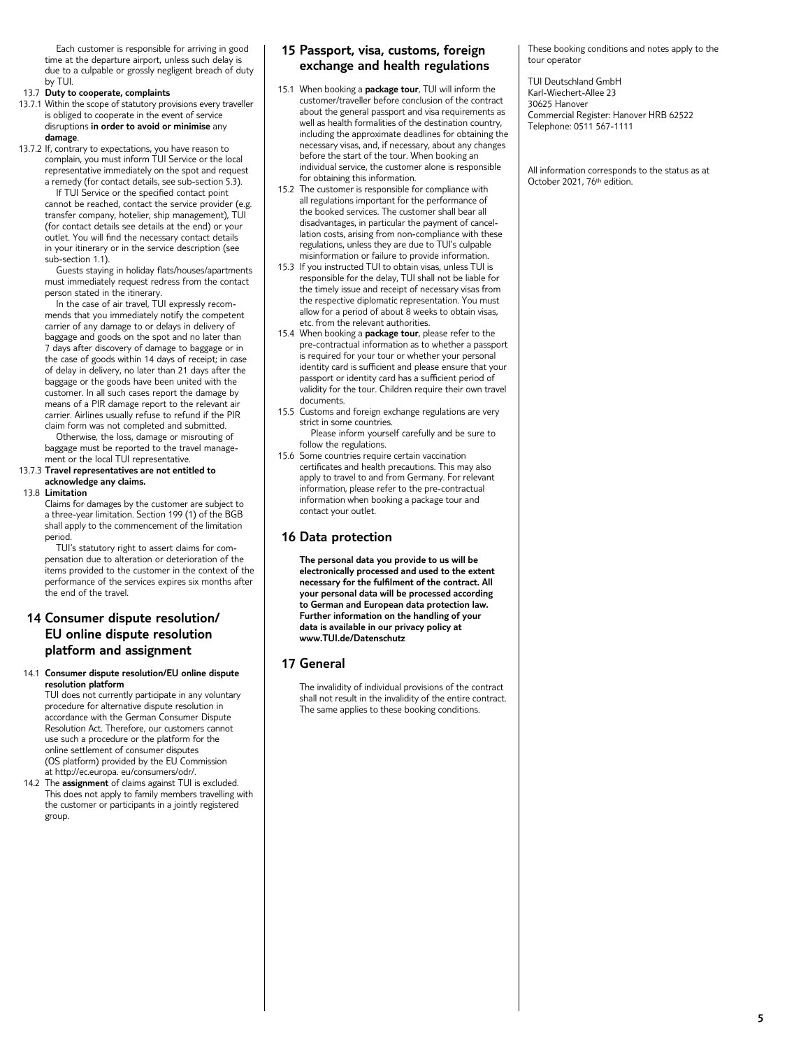Each customer is responsible for arriving in good time at the departure airport, unless such delay is due to a culpable or grossly negligent breach of duty by TUI.

13.7 **Duty to cooperate, complaints**

13.7.1 Within the scope of statutory provisions every traveller is obliged to cooperate in the event of service disruptions **in order to avoid or minimise** any **damage**.

13.7.2 If, contrary to expectations, you have reason to complain, you must inform TUI Service or the local representative immediately on the spot and request a remedy (for contact details, see sub-section 5.3).

If TUI Service or the specified contact point cannot be reached, contact the service provider (e.g. transfer company, hotelier, ship management), TUI (for contact details see details at the end) or your outlet. You will find the necessary contact details in your itinerary or in the service description (see sub-section 1.1).

Guests staying in holiday flats/houses/apartments must immediately request redress from the contact person stated in the itinerary.

In the case of air travel, TUI expressly recommends that you immediately notify the competent carrier of any damage to or delays in delivery of baggage and goods on the spot and no later than 7 days after discovery of damage to baggage or in the case of goods within 14 days of receipt; in case of delay in delivery, no later than 21 days after the baggage or the goods have been united with the customer. In all such cases report the damage by means of a PIR damage report to the relevant air carrier. Airlines usually refuse to refund if the PIR claim form was not completed and submitted.

Otherwise, the loss, damage or misrouting of baggage must be reported to the travel management or the local TUI representative.

13.7.3 **Travel representatives are not entitled to acknowledge any claims.**

13.8 **Limitation**

Claims for damages by the customer are subject to a three-year limitation. Section 199 (1) of the BGB shall apply to the commencement of the limitation period.

TUI's statutory right to assert claims for compensation due to alteration or deterioration of the items provided to the customer in the context of the performance of the services expires six months after the end of the travel.

## 14 Consumer dispute resolution/ EU online dispute resolution platform and assignment

14.1 **Consumer dispute resolution/EU online dispute resolution platform**

TUI does not currently participate in any voluntary procedure for alternative dispute resolution in accordance with the German Consumer Dispute Resolution Act. Therefore, our customers cannot use such a procedure or the platform for the online settlement of consumer disputes (OS platform) provided by the EU Commission at http://ec.europa. eu/consumers/odr/.

14.2 The **assignment** of claims against TUI is excluded. This does not apply to family members travelling with the customer or participants in a jointly registered group.

## 15 Passport, visa, customs, foreign exchange and health regulations

15.1 When booking a **package tour**, TUI will inform the customer/traveller before conclusion of the contract about the general passport and visa requirements as well as health formalities of the destination country, including the approximate deadlines for obtaining the necessary visas, and, if necessary, about any changes before the start of the tour. When booking an individual service, the customer alone is responsible for obtaining this information.

15.2 The customer is responsible for compliance with all regulations important for the performance of the booked services. The customer shall bear all disadvantages, in particular the payment of cancellation costs, arising from non-compliance with these regulations, unless they are due to TUI's culpable misinformation or failure to provide information.

15.3 If you instructed TUI to obtain visas, unless TUI is responsible for the delay, TUI shall not be liable for the timely issue and receipt of necessary visas from the respective diplomatic representation. You must allow for a period of about 8 weeks to obtain visas, etc. from the relevant authorities.

15.4 When booking a **package tour**, please refer to the pre-contractual information as to whether a passport is required for your tour or whether your personal identity card is sufficient and please ensure that your passport or identity card has a sufficient period of validity for the tour. Children require their own travel documents.

15.5 Customs and foreign exchange regulations are very strict in some countries.

Please inform yourself carefully and be sure to follow the regulations.

15.6 Some countries require certain vaccination certificates and health precautions. This may also apply to travel to and from Germany. For relevant information, please refer to the pre-contractual information when booking a package tour and contact your outlet.

## 16 Data protection

**The personal data you provide to us will be electronically processed and used to the extent necessary for the fulfilment of the contract. All your personal data will be processed according to German and European data protection law. Further information on the handling of your data is available in our privacy policy at www.TUI.de/Datenschutz**

## 17 General

The invalidity of individual provisions of the contract shall not result in the invalidity of the entire contract. The same applies to these booking conditions.

These booking conditions and notes apply to the tour operator

TUI Deutschland GmbH
Karl-Wiechert-Allee 23
30625 Hanover
Commercial Register: Hanover HRB 62522
Telephone: 0511 567-1111

All information corresponds to the status as at October 2021, 76th edition.